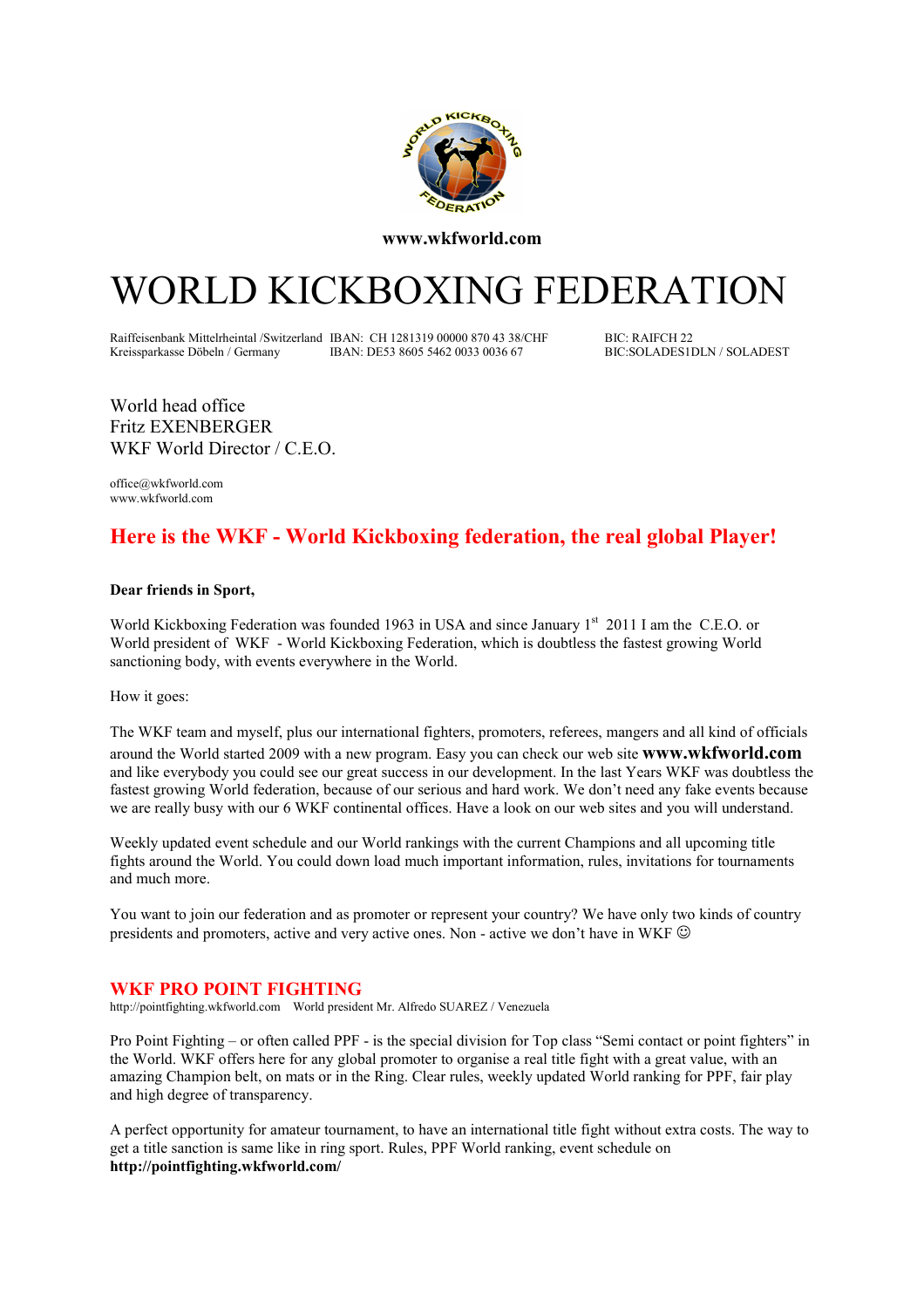**www.wkfworld.com**

# WORLD KICKBOXING FEDERATION

| Raiffeisenbank Mittelrheintal /Switzerland | IBAN: CH 1281319 00000 870 43 38/CHF | BIC: RAIFCH 22 |
|---|---|---|
| Kreissparkasse Döbeln / Germany | IBAN: DE53 8605 5462 0033 0036 67 | BIC:SOLADES1DLN / SOLADEST |

World head office
Fritz EXENBERGER
WKF World Director / C.E.O.

office@wkfworld.com
www.wkfworld.com

## Here is the WKF - World Kickboxing federation, the real global Player!

**Dear friends in Sport,**

World Kickboxing Federation was founded 1963 in USA and since January 1st 2011 I am the C.E.O. or World president of WKF - World Kickboxing Federation, which is doubtless the fastest growing World sanctioning body, with events everywhere in the World.

How it goes:

The WKF team and myself, plus our international fighters, promoters, referees, mangers and all kind of officials around the World started 2009 with a new program. Easy you can check our web site **www.wkfworld.com** and like everybody you could see our great success in our development. In the last Years WKF was doubtless the fastest growing World federation, because of our serious and hard work. We don't need any fake events because we are really busy with our 6 WKF continental offices. Have a look on our web sites and you will understand.

Weekly updated event schedule and our World rankings with the current Champions and all upcoming title fights around the World. You could down load much important information, rules, invitations for tournaments and much more.

You want to join our federation and as promoter or represent your country? We have only two kinds of country presidents and promoters, active and very active ones. Non - active we don't have in WKF ☺

## WKF PRO POINT FIGHTING

http://pointfighting.wkfworld.com  World president Mr. Alfredo SUAREZ / Venezuela

Pro Point Fighting – or often called PPF - is the special division for Top class "Semi contact or point fighters" in the World. WKF offers here for any global promoter to organise a real title fight with a great value, with an amazing Champion belt, on mats or in the Ring. Clear rules, weekly updated World ranking for PPF, fair play and high degree of transparency.

A perfect opportunity for amateur tournament, to have an international title fight without extra costs. The way to get a title sanction is same like in ring sport. Rules, PPF World ranking, event schedule on **http://pointfighting.wkfworld.com/**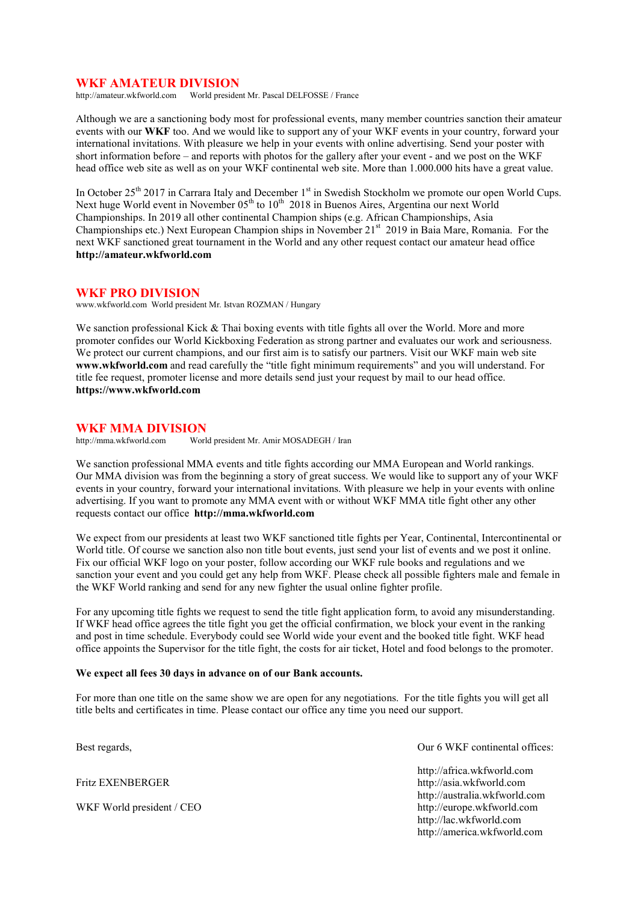## WKF AMATEUR DIVISION

http://amateur.wkfworld.com     World president Mr. Pascal DELFOSSE / France

Although we are a sanctioning body most for professional events, many member countries sanction their amateur events with our **WKF** too. And we would like to support any of your WKF events in your country, forward your international invitations. With pleasure we help in your events with online advertising. Send your poster with short information before – and reports with photos for the gallery after your event - and we post on the WKF head office web site as well as on your WKF continental web site. More than 1.000.000 hits have a great value.

In October 25th 2017 in Carrara Italy and December 1st in Swedish Stockholm we promote our open World Cups. Next huge World event in November 05th to 10th 2018 in Buenos Aires, Argentina our next World Championships. In 2019 all other continental Champion ships (e.g. African Championships, Asia Championships etc.) Next European Champion ships in November 21st 2019 in Baia Mare, Romania. For the next WKF sanctioned great tournament in the World and any other request contact our amateur head office **http://amateur.wkfworld.com**

## WKF PRO DIVISION

www.wkfworld.com  World president Mr. Istvan ROZMAN / Hungary

We sanction professional Kick & Thai boxing events with title fights all over the World. More and more promoter confides our World Kickboxing Federation as strong partner and evaluates our work and seriousness. We protect our current champions, and our first aim is to satisfy our partners. Visit our WKF main web site **www.wkfworld.com** and read carefully the "title fight minimum requirements" and you will understand. For title fee request, promoter license and more details send just your request by mail to our head office. **https://www.wkfworld.com**

## WKF MMA DIVISION

http://mma.wkfworld.com     World president Mr. Amir MOSADEGH / Iran

We sanction professional MMA events and title fights according our MMA European and World rankings. Our MMA division was from the beginning a story of great success. We would like to support any of your WKF events in your country, forward your international invitations. With pleasure we help in your events with online advertising. If you want to promote any MMA event with or without WKF MMA title fight other any other requests contact our office **http://mma.wkfworld.com**

We expect from our presidents at least two WKF sanctioned title fights per Year, Continental, Intercontinental or World title. Of course we sanction also non title bout events, just send your list of events and we post it online. Fix our official WKF logo on your poster, follow according our WKF rule books and regulations and we sanction your event and you could get any help from WKF. Please check all possible fighters male and female in the WKF World ranking and send for any new fighter the usual online fighter profile.

For any upcoming title fights we request to send the title fight application form, to avoid any misunderstanding. If WKF head office agrees the title fight you get the official confirmation, we block your event in the ranking and post in time schedule. Everybody could see World wide your event and the booked title fight. WKF head office appoints the Supervisor for the title fight, the costs for air ticket, Hotel and food belongs to the promoter.

**We expect all fees 30 days in advance on of our Bank accounts.**

For more than one title on the same show we are open for any negotiations. For the title fights you will get all title belts and certificates in time. Please contact our office any time you need our support.

Best regards,

Fritz EXENBERGER

WKF World president / CEO

Our 6 WKF continental offices:

http://africa.wkfworld.com
http://asia.wkfworld.com
http://australia.wkfworld.com
http://europe.wkfworld.com
http://lac.wkfworld.com
http://america.wkfworld.com